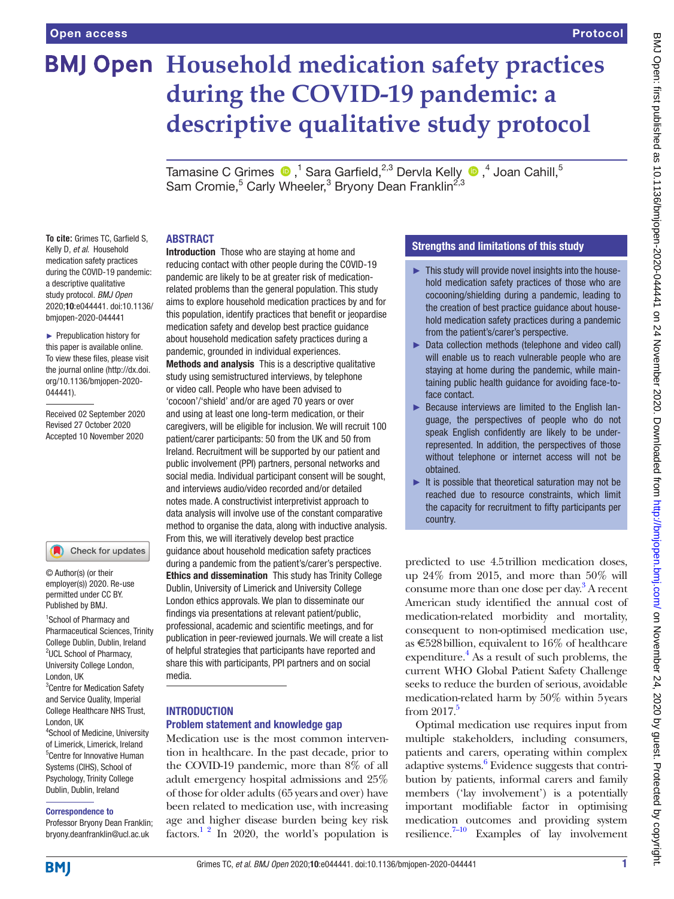Open access | Protocol

# Household medication safety practices during the COVID-19 pandemic: a descriptive qualitative study protocol

Tamasine C Grimes ,[1] Sara Garfield,[2,3] Dervla Kelly ,[4] Joan Cahill,[5] Sam Cromie,[5] Carly Wheeler,[3] Bryony Dean Franklin[2,3]

**To cite:** Grimes TC, Garfield S, Kelly D, *et al*. Household medication safety practices during the COVID-19 pandemic: a descriptive qualitative study protocol. *BMJ Open* 2020;**10**:e044441. doi:10.1136/bmjopen-2020-044441

► Prepublication history for this paper is available online. To view these files, please visit the journal online (http://dx.doi.org/10.1136/bmjopen-2020-044441).

Received 02 September 2020
Revised 27 October 2020
Accepted 10 November 2020

© Author(s) (or their employer(s)) 2020. Re-use permitted under CC BY. Published by BMJ.

[1]School of Pharmacy and Pharmaceutical Sciences, Trinity College Dublin, Dublin, Ireland
[2]UCL School of Pharmacy, University College London, London, UK
[3]Centre for Medication Safety and Service Quality, Imperial College Healthcare NHS Trust, London, UK
[4]School of Medicine, University of Limerick, Limerick, Ireland
[5]Centre for Innovative Human Systems (CIHS), School of Psychology, Trinity College Dublin, Dublin, Ireland

**Correspondence to**
Professor Bryony Dean Franklin; bryony.deanfranklin@ucl.ac.uk

## ABSTRACT

**Introduction** Those who are staying at home and reducing contact with other people during the COVID-19 pandemic are likely to be at greater risk of medication-related problems than the general population. This study aims to explore household medication practices by and for this population, identify practices that benefit or jeopardise medication safety and develop best practice guidance about household medication safety practices during a pandemic, grounded in individual experiences.

**Methods and analysis** This is a descriptive qualitative study using semistructured interviews, by telephone or video call. People who have been advised to 'cocoon'/'shield' and/or are aged 70 years or over and using at least one long-term medication, or their caregivers, will be eligible for inclusion. We will recruit 100 patient/carer participants: 50 from the UK and 50 from Ireland. Recruitment will be supported by our patient and public involvement (PPI) partners, personal networks and social media. Individual participant consent will be sought, and interviews audio/video recorded and/or detailed notes made. A constructivist interpretivist approach to data analysis will involve use of the constant comparative method to organise the data, along with inductive analysis. From this, we will iteratively develop best practice guidance about household medication safety practices during a pandemic from the patient's/carer's perspective.

**Ethics and dissemination** This study has Trinity College Dublin, University of Limerick and University College London ethics approvals. We plan to disseminate our findings via presentations at relevant patient/public, professional, academic and scientific meetings, and for publication in peer-reviewed journals. We will create a list of helpful strategies that participants have reported and share this with participants, PPI partners and on social media.

## Strengths and limitations of this study

- This study will provide novel insights into the household medication safety practices of those who are cocooning/shielding during a pandemic, leading to the creation of best practice guidance about household medication safety practices during a pandemic from the patient's/carer's perspective.
- Data collection methods (telephone and video call) will enable us to reach vulnerable people who are staying at home during the pandemic, while maintaining public health guidance for avoiding face-to-face contact.
- Because interviews are limited to the English language, the perspectives of people who do not speak English confidently are likely to be underrepresented. In addition, the perspectives of those without telephone or internet access will not be obtained.
- It is possible that theoretical saturation may not be reached due to resource constraints, which limit the capacity for recruitment to fifty participants per country.

## INTRODUCTION

### Problem statement and knowledge gap

Medication use is the most common intervention in healthcare. In the past decade, prior to the COVID-19 pandemic, more than 8% of all adult emergency hospital admissions and 25% of those for older adults (65 years and over) have been related to medication use, with increasing age and higher disease burden being key risk factors.[1,2] In 2020, the world's population is predicted to use 4.5 trillion medication doses, up 24% from 2015, and more than 50% will consume more than one dose per day.[3] A recent American study identified the annual cost of medication-related morbidity and mortality, consequent to non-optimised medication use, as €528 billion, equivalent to 16% of healthcare expenditure.[4] As a result of such problems, the current WHO Global Patient Safety Challenge seeks to reduce the burden of serious, avoidable medication-related harm by 50% within 5 years from 2017.[5]

Optimal medication use requires input from multiple stakeholders, including consumers, patients and carers, operating within complex adaptive systems.[6] Evidence suggests that contribution by patients, informal carers and family members ('lay involvement') is a potentially important modifiable factor in optimising medication outcomes and providing system resilience.[7–10] Examples of lay involvement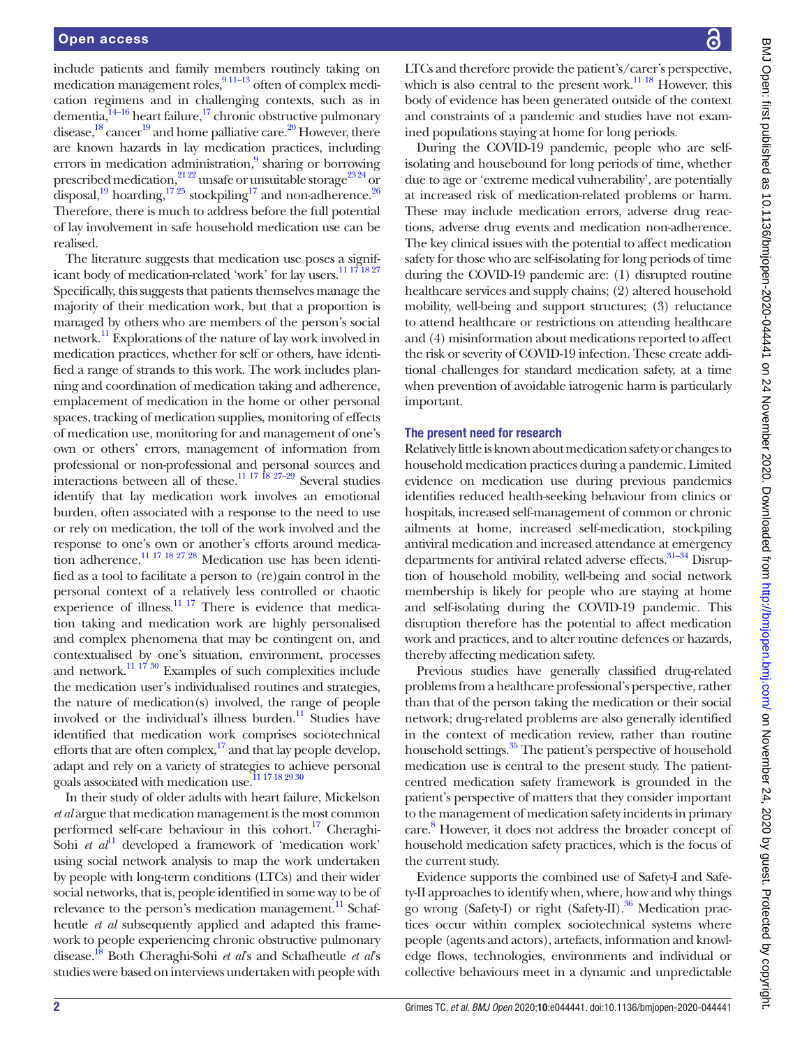include patients and family members routinely taking on medication management roles,[9 11–13] often of complex medication regimens and in challenging contexts, such as in dementia,[14–16] heart failure,[17] chronic obstructive pulmonary disease,[18] cancer[19] and home palliative care.[20] However, there are known hazards in lay medication practices, including errors in medication administration,[9] sharing or borrowing prescribed medication,[21 22] unsafe or unsuitable storage[23 24] or disposal,[19] hoarding,[17 25] stockpiling[17] and non-adherence.[26] Therefore, there is much to address before the full potential of lay involvement in safe household medication use can be realised.

The literature suggests that medication use poses a significant body of medication-related 'work' for lay users.[11 17 18 27] Specifically, this suggests that patients themselves manage the majority of their medication work, but that a proportion is managed by others who are members of the person's social network.[11] Explorations of the nature of lay work involved in medication practices, whether for self or others, have identified a range of strands to this work. The work includes planning and coordination of medication taking and adherence, emplacement of medication in the home or other personal spaces, tracking of medication supplies, monitoring of effects of medication use, monitoring for and management of one's own or others' errors, management of information from professional or non-professional and personal sources and interactions between all of these.[11 17 18 27–29] Several studies identify that lay medication work involves an emotional burden, often associated with a response to the need to use or rely on medication, the toll of the work involved and the response to one's own or another's efforts around medication adherence.[11 17 18 27 28] Medication use has been identified as a tool to facilitate a person to (re)gain control in the personal context of a relatively less controlled or chaotic experience of illness.[11 17] There is evidence that medication taking and medication work are highly personalised and complex phenomena that may be contingent on, and contextualised by one's situation, environment, processes and network.[11 17 30] Examples of such complexities include the medication user's individualised routines and strategies, the nature of medication(s) involved, the range of people involved or the individual's illness burden.[11] Studies have identified that medication work comprises sociotechnical efforts that are often complex,[17] and that lay people develop, adapt and rely on a variety of strategies to achieve personal goals associated with medication use.[11 17 18 29 30]

In their study of older adults with heart failure, Mickelson *et al* argue that medication management is the most common performed self-care behaviour in this cohort.[17] Cheraghi-Sohi *et al*[11] developed a framework of 'medication work' using social network analysis to map the work undertaken by people with long-term conditions (LTCs) and their wider social networks, that is, people identified in some way to be of relevance to the person's medication management.[11] Schafheutle *et al* subsequently applied and adapted this framework to people experiencing chronic obstructive pulmonary disease.[18] Both Cheraghi-Sohi *et al*'s and Schafheutle *et al*'s studies were based on interviews undertaken with people with LTCs and therefore provide the patient's/carer's perspective, which is also central to the present work.[11 18] However, this body of evidence has been generated outside of the context and constraints of a pandemic and studies have not examined populations staying at home for long periods.

During the COVID-19 pandemic, people who are self-isolating and housebound for long periods of time, whether due to age or 'extreme medical vulnerability', are potentially at increased risk of medication-related problems or harm. These may include medication errors, adverse drug reactions, adverse drug events and medication non-adherence. The key clinical issues with the potential to affect medication safety for those who are self-isolating for long periods of time during the COVID-19 pandemic are: (1) disrupted routine healthcare services and supply chains; (2) altered household mobility, well-being and support structures; (3) reluctance to attend healthcare or restrictions on attending healthcare and (4) misinformation about medications reported to affect the risk or severity of COVID-19 infection. These create additional challenges for standard medication safety, at a time when prevention of avoidable iatrogenic harm is particularly important.

## The present need for research

Relatively little is known about medication safety or changes to household medication practices during a pandemic. Limited evidence on medication use during previous pandemics identifies reduced health-seeking behaviour from clinics or hospitals, increased self-management of common or chronic ailments at home, increased self-medication, stockpiling antiviral medication and increased attendance at emergency departments for antiviral related adverse effects.[31–34] Disruption of household mobility, well-being and social network membership is likely for people who are staying at home and self-isolating during the COVID-19 pandemic. This disruption therefore has the potential to affect medication work and practices, and to alter routine defences or hazards, thereby affecting medication safety.

Previous studies have generally classified drug-related problems from a healthcare professional's perspective, rather than that of the person taking the medication or their social network; drug-related problems are also generally identified in the context of medication review, rather than routine household settings.[35] The patient's perspective of household medication use is central to the present study. The patient-centred medication safety framework is grounded in the patient's perspective of matters that they consider important to the management of medication safety incidents in primary care.[8] However, it does not address the broader concept of household medication safety practices, which is the focus of the current study.

Evidence supports the combined use of Safety-I and Safety-II approaches to identify when, where, how and why things go wrong (Safety-I) or right (Safety-II).[36] Medication practices occur within complex sociotechnical systems where people (agents and actors), artefacts, information and knowledge flows, technologies, environments and individual or collective behaviours meet in a dynamic and unpredictable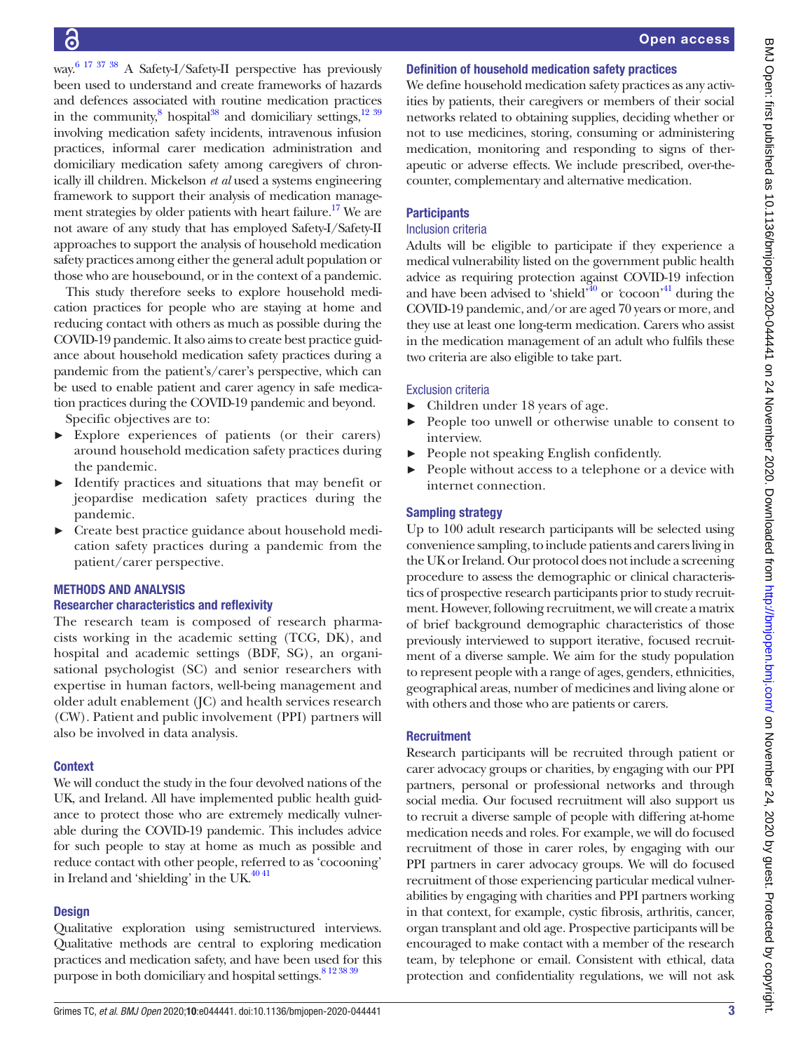way.[6 17 37 38] A Safety-I/Safety-II perspective has previously been used to understand and create frameworks of hazards and defences associated with routine medication practices in the community,[8] hospital[38] and domiciliary settings,[12 39] involving medication safety incidents, intravenous infusion practices, informal carer medication administration and domiciliary medication safety among caregivers of chronically ill children. Mickelson *et al* used a systems engineering framework to support their analysis of medication management strategies by older patients with heart failure.[17] We are not aware of any study that has employed Safety-I/Safety-II approaches to support the analysis of household medication safety practices among either the general adult population or those who are housebound, or in the context of a pandemic.

This study therefore seeks to explore household medication practices for people who are staying at home and reducing contact with others as much as possible during the COVID-19 pandemic. It also aims to create best practice guidance about household medication safety practices during a pandemic from the patient's/carer's perspective, which can be used to enable patient and carer agency in safe medication practices during the COVID-19 pandemic and beyond.

Specific objectives are to:

- Explore experiences of patients (or their carers) around household medication safety practices during the pandemic.
- Identify practices and situations that may benefit or jeopardise medication safety practices during the pandemic.
- Create best practice guidance about household medication safety practices during a pandemic from the patient/carer perspective.

## METHODS AND ANALYSIS

### Researcher characteristics and reflexivity

The research team is composed of research pharmacists working in the academic setting (TCG, DK), and hospital and academic settings (BDF, SG), an organisational psychologist (SC) and senior researchers with expertise in human factors, well-being management and older adult enablement (JC) and health services research (CW). Patient and public involvement (PPI) partners will also be involved in data analysis.

### Context

We will conduct the study in the four devolved nations of the UK, and Ireland. All have implemented public health guidance to protect those who are extremely medically vulnerable during the COVID-19 pandemic. This includes advice for such people to stay at home as much as possible and reduce contact with other people, referred to as 'cocooning' in Ireland and 'shielding' in the UK.[40 41]

### Design

Qualitative exploration using semistructured interviews. Qualitative methods are central to exploring medication practices and medication safety, and have been used for this purpose in both domiciliary and hospital settings.[8 12 38 39]

### Definition of household medication safety practices

We define household medication safety practices as any activities by patients, their caregivers or members of their social networks related to obtaining supplies, deciding whether or not to use medicines, storing, consuming or administering medication, monitoring and responding to signs of therapeutic or adverse effects. We include prescribed, over-the-counter, complementary and alternative medication.

### Participants

#### Inclusion criteria

Adults will be eligible to participate if they experience a medical vulnerability listed on the government public health advice as requiring protection against COVID-19 infection and have been advised to 'shield'[40] or 'cocoon'[41] during the COVID-19 pandemic, and/or are aged 70 years or more, and they use at least one long-term medication. Carers who assist in the medication management of an adult who fulfils these two criteria are also eligible to take part.

#### Exclusion criteria

- Children under 18 years of age.
- People too unwell or otherwise unable to consent to interview.
- People not speaking English confidently.
- People without access to a telephone or a device with internet connection.

### Sampling strategy

Up to 100 adult research participants will be selected using convenience sampling, to include patients and carers living in the UK or Ireland. Our protocol does not include a screening procedure to assess the demographic or clinical characteristics of prospective research participants prior to study recruitment. However, following recruitment, we will create a matrix of brief background demographic characteristics of those previously interviewed to support iterative, focused recruitment of a diverse sample. We aim for the study population to represent people with a range of ages, genders, ethnicities, geographical areas, number of medicines and living alone or with others and those who are patients or carers.

### Recruitment

Research participants will be recruited through patient or carer advocacy groups or charities, by engaging with our PPI partners, personal or professional networks and through social media. Our focused recruitment will also support us to recruit a diverse sample of people with differing at-home medication needs and roles. For example, we will do focused recruitment of those in carer roles, by engaging with our PPI partners in carer advocacy groups. We will do focused recruitment of those experiencing particular medical vulnerabilities by engaging with charities and PPI partners working in that context, for example, cystic fibrosis, arthritis, cancer, organ transplant and old age. Prospective participants will be encouraged to make contact with a member of the research team, by telephone or email. Consistent with ethical, data protection and confidentiality regulations, we will not ask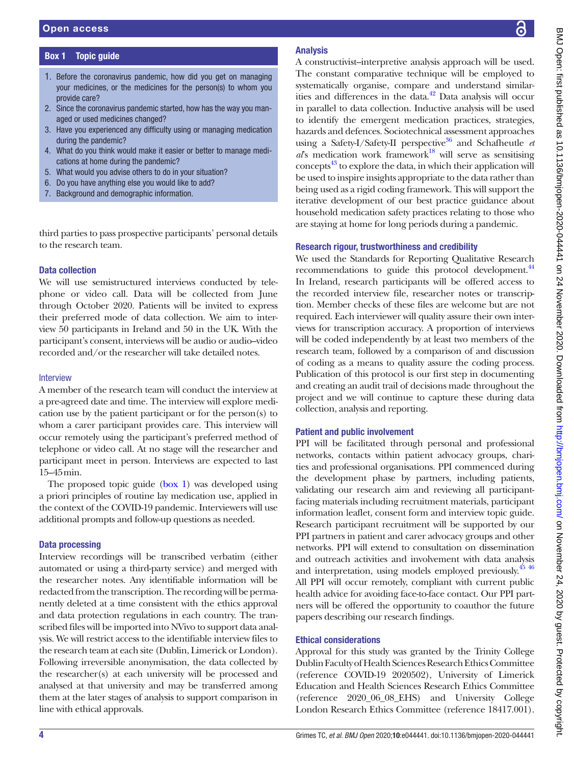## Box 1 Topic guide

1. Before the coronavirus pandemic, how did you get on managing your medicines, or the medicines for the person(s) to whom you provide care?
2. Since the coronavirus pandemic started, how has the way you managed or used medicines changed?
3. Have you experienced any difficulty using or managing medication during the pandemic?
4. What do you think would make it easier or better to manage medications at home during the pandemic?
5. What would you advise others to do in your situation?
6. Do you have anything else you would like to add?
7. Background and demographic information.

third parties to pass prospective participants' personal details to the research team.

### Data collection

We will use semistructured interviews conducted by telephone or video call. Data will be collected from June through October 2020. Patients will be invited to express their preferred mode of data collection. We aim to interview 50 participants in Ireland and 50 in the UK. With the participant's consent, interviews will be audio or audio–video recorded and/or the researcher will take detailed notes.

#### Interview

A member of the research team will conduct the interview at a pre-agreed date and time. The interview will explore medication use by the patient participant or for the person(s) to whom a carer participant provides care. This interview will occur remotely using the participant's preferred method of telephone or video call. At no stage will the researcher and participant meet in person. Interviews are expected to last 15–45 min.

The proposed topic guide (box 1) was developed using a priori principles of routine lay medication use, applied in the context of the COVID-19 pandemic. Interviewers will use additional prompts and follow-up questions as needed.

### Data processing

Interview recordings will be transcribed verbatim (either automated or using a third-party service) and merged with the researcher notes. Any identifiable information will be redacted from the transcription. The recording will be permanently deleted at a time consistent with the ethics approval and data protection regulations in each country. The transcribed files will be imported into NVivo to support data analysis. We will restrict access to the identifiable interview files to the research team at each site (Dublin, Limerick or London). Following irreversible anonymisation, the data collected by the researcher(s) at each university will be processed and analysed at that university and may be transferred among them at the later stages of analysis to support comparison in line with ethical approvals.

### Analysis

A constructivist–interpretive analysis approach will be used. The constant comparative technique will be employed to systematically organise, compare and understand similarities and differences in the data.[42] Data analysis will occur in parallel to data collection. Inductive analysis will be used to identify the emergent medication practices, strategies, hazards and defences. Sociotechnical assessment approaches using a Safety-I/Safety-II perspective[36] and Schafheutle *et al*'s medication work framework[18] will serve as sensitising concepts[43] to explore the data, in which their application will be used to inspire insights appropriate to the data rather than being used as a rigid coding framework. This will support the iterative development of our best practice guidance about household medication safety practices relating to those who are staying at home for long periods during a pandemic.

### Research rigour, trustworthiness and credibility

We used the Standards for Reporting Qualitative Research recommendations to guide this protocol development.[44] In Ireland, research participants will be offered access to the recorded interview file, researcher notes or transcription. Member checks of these files are welcome but are not required. Each interviewer will quality assure their own interviews for transcription accuracy. A proportion of interviews will be coded independently by at least two members of the research team, followed by a comparison of and discussion of coding as a means to quality assure the coding process. Publication of this protocol is our first step in documenting and creating an audit trail of decisions made throughout the project and we will continue to capture these during data collection, analysis and reporting.

### Patient and public involvement

PPI will be facilitated through personal and professional networks, contacts within patient advocacy groups, charities and professional organisations. PPI commenced during the development phase by partners, including patients, validating our research aim and reviewing all participant-facing materials including recruitment materials, participant information leaflet, consent form and interview topic guide. Research participant recruitment will be supported by our PPI partners in patient and carer advocacy groups and other networks. PPI will extend to consultation on dissemination and outreach activities and involvement with data analysis and interpretation, using models employed previously.[45 46] All PPI will occur remotely, compliant with current public health advice for avoiding face-to-face contact. Our PPI partners will be offered the opportunity to coauthor the future papers describing our research findings.

### Ethical considerations

Approval for this study was granted by the Trinity College Dublin Faculty of Health Sciences Research Ethics Committee (reference COVID-19 2020502), University of Limerick Education and Health Sciences Research Ethics Committee (reference 2020_06_08_EHS) and University College London Research Ethics Committee (reference 18417.001).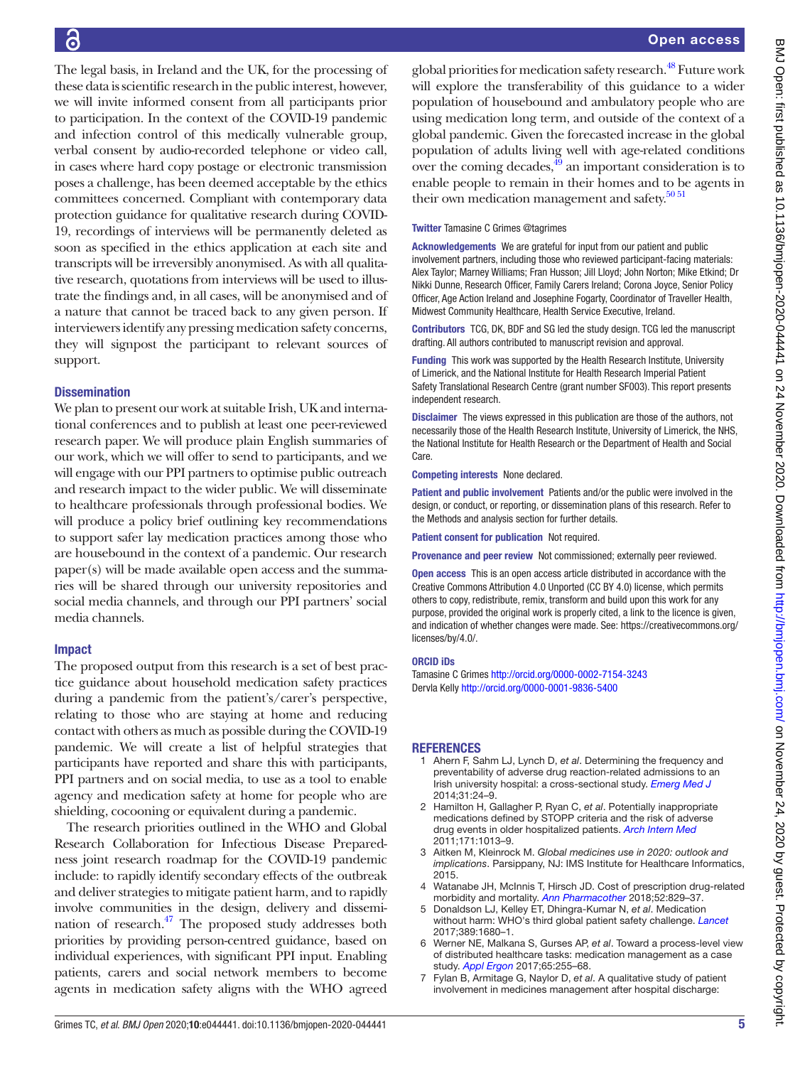The legal basis, in Ireland and the UK, for the processing of these data is scientific research in the public interest, however, we will invite informed consent from all participants prior to participation. In the context of the COVID-19 pandemic and infection control of this medically vulnerable group, verbal consent by audio-recorded telephone or video call, in cases where hard copy postage or electronic transmission poses a challenge, has been deemed acceptable by the ethics committees concerned. Compliant with contemporary data protection guidance for qualitative research during COVID-19, recordings of interviews will be permanently deleted as soon as specified in the ethics application at each site and transcripts will be irreversibly anonymised. As with all qualitative research, quotations from interviews will be used to illustrate the findings and, in all cases, will be anonymised and of a nature that cannot be traced back to any given person. If interviewers identify any pressing medication safety concerns, they will signpost the participant to relevant sources of support.

### Dissemination

We plan to present our work at suitable Irish, UK and international conferences and to publish at least one peer-reviewed research paper. We will produce plain English summaries of our work, which we will offer to send to participants, and we will engage with our PPI partners to optimise public outreach and research impact to the wider public. We will disseminate to healthcare professionals through professional bodies. We will produce a policy brief outlining key recommendations to support safer lay medication practices among those who are housebound in the context of a pandemic. Our research paper(s) will be made available open access and the summaries will be shared through our university repositories and social media channels, and through our PPI partners' social media channels.

### Impact

The proposed output from this research is a set of best practice guidance about household medication safety practices during a pandemic from the patient's/carer's perspective, relating to those who are staying at home and reducing contact with others as much as possible during the COVID-19 pandemic. We will create a list of helpful strategies that participants have reported and share this with participants, PPI partners and on social media, to use as a tool to enable agency and medication safety at home for people who are shielding, cocooning or equivalent during a pandemic.

The research priorities outlined in the WHO and Global Research Collaboration for Infectious Disease Preparedness joint research roadmap for the COVID-19 pandemic include: to rapidly identify secondary effects of the outbreak and deliver strategies to mitigate patient harm, and to rapidly involve communities in the design, delivery and dissemination of research.[47] The proposed study addresses both priorities by providing person-centred guidance, based on individual experiences, with significant PPI input. Enabling patients, carers and social network members to become agents in medication safety aligns with the WHO agreed global priorities for medication safety research.[48] Future work will explore the transferability of this guidance to a wider population of housebound and ambulatory people who are using medication long term, and outside of the context of a global pandemic. Given the forecasted increase in the global population of adults living well with age-related conditions over the coming decades,[49] an important consideration is to enable people to remain in their homes and to be agents in their own medication management and safety.[50 51]

**Twitter** Tamasine C Grimes @tagrimes

**Acknowledgements** We are grateful for input from our patient and public involvement partners, including those who reviewed participant-facing materials: Alex Taylor; Marney Williams; Fran Husson; Jill Lloyd; John Norton; Mike Etkind; Dr Nikki Dunne, Research Officer, Family Carers Ireland; Corona Joyce, Senior Policy Officer, Age Action Ireland and Josephine Fogarty, Coordinator of Traveller Health, Midwest Community Healthcare, Health Service Executive, Ireland.

**Contributors** TCG, DK, BDF and SG led the study design. TCG led the manuscript drafting. All authors contributed to manuscript revision and approval.

**Funding** This work was supported by the Health Research Institute, University of Limerick, and the National Institute for Health Research Imperial Patient Safety Translational Research Centre (grant number SF003). This report presents independent research.

**Disclaimer** The views expressed in this publication are those of the authors, not necessarily those of the Health Research Institute, University of Limerick, the NHS, the National Institute for Health Research or the Department of Health and Social Care.

**Competing interests** None declared.

**Patient and public involvement** Patients and/or the public were involved in the design, or conduct, or reporting, or dissemination plans of this research. Refer to the Methods and analysis section for further details.

**Patient consent for publication** Not required.

**Provenance and peer review** Not commissioned; externally peer reviewed.

**Open access** This is an open access article distributed in accordance with the Creative Commons Attribution 4.0 Unported (CC BY 4.0) license, which permits others to copy, redistribute, remix, transform and build upon this work for any purpose, provided the original work is properly cited, a link to the licence is given, and indication of whether changes were made. See: https://creativecommons.org/licenses/by/4.0/.

**ORCID iDs**

Tamasine C Grimes http://orcid.org/0000-0002-7154-3243
Dervla Kelly http://orcid.org/0000-0001-9836-5400

## REFERENCES

1. Ahern F, Sahm LJ, Lynch D, *et al*. Determining the frequency and preventability of adverse drug reaction-related admissions to an Irish university hospital: a cross-sectional study. *Emerg Med J* 2014;31:24–9.
2. Hamilton H, Gallagher P, Ryan C, *et al*. Potentially inappropriate medications defined by STOPP criteria and the risk of adverse drug events in older hospitalized patients. *Arch Intern Med* 2011;171:1013–9.
3. Aitken M, Kleinrock M. *Global medicines use in 2020: outlook and implications*. Parsippany, NJ: IMS Institute for Healthcare Informatics, 2015.
4. Watanabe JH, McInnis T, Hirsch JD. Cost of prescription drug-related morbidity and mortality. *Ann Pharmacother* 2018;52:829–37.
5. Donaldson LJ, Kelley ET, Dhingra-Kumar N, *et al*. Medication without harm: WHO's third global patient safety challenge. *Lancet* 2017;389:1680–1.
6. Werner NE, Malkana S, Gurses AP, *et al*. Toward a process-level view of distributed healthcare tasks: medication management as a case study. *Appl Ergon* 2017;65:255–68.
7. Fylan B, Armitage G, Naylor D, *et al*. A qualitative study of patient involvement in medicines management after hospital discharge: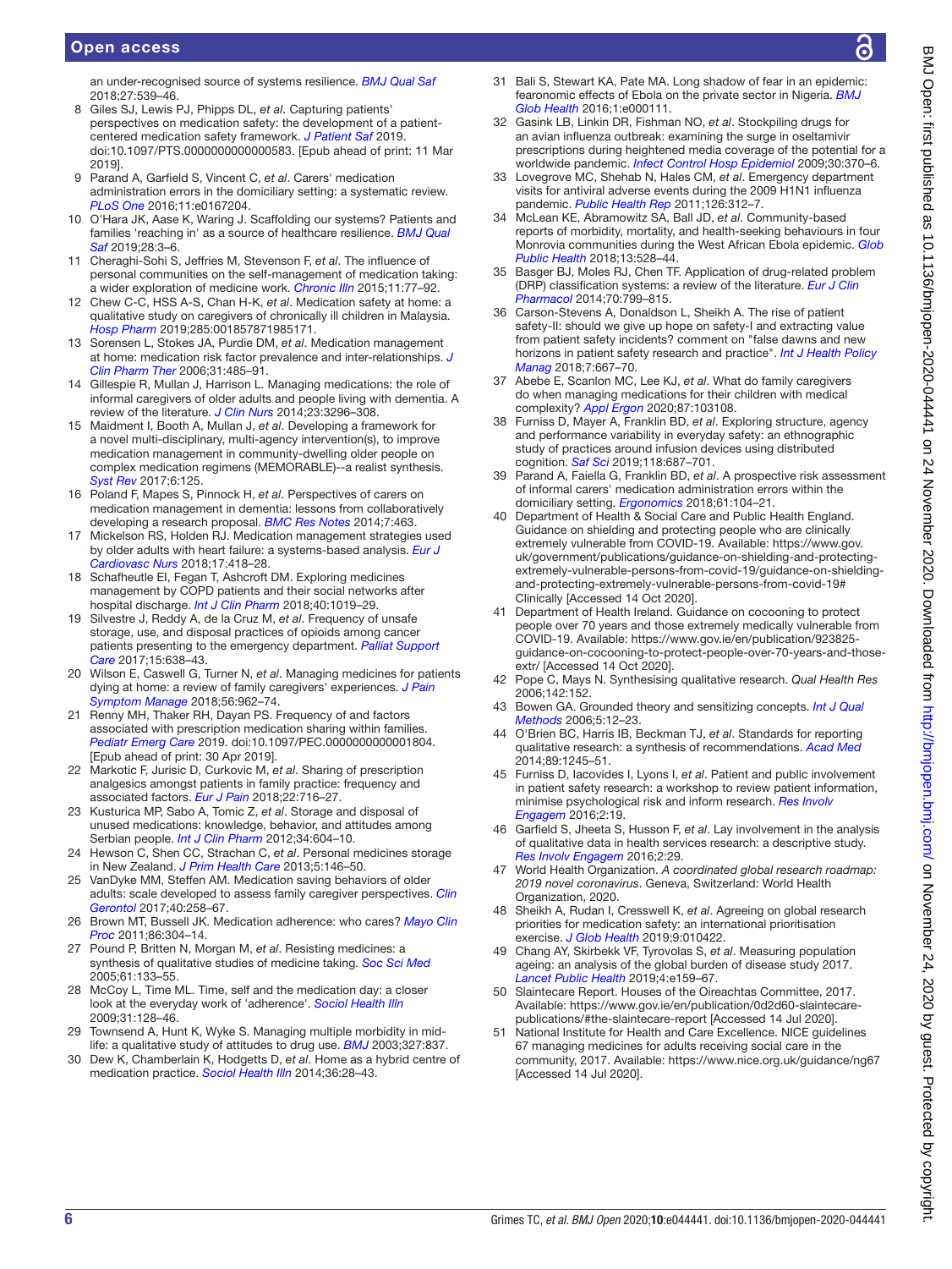an under-recognised source of systems resilience. *BMJ Qual Saf* 2018;27:539–46.

8. Giles SJ, Lewis PJ, Phipps DL, *et al*. Capturing patients' perspectives on medication safety: the development of a patient-centered medication safety framework. *J Patient Saf* 2019. doi:10.1097/PTS.0000000000000583. [Epub ahead of print: 11 Mar 2019].
9. Parand A, Garfield S, Vincent C, *et al*. Carers' medication administration errors in the domiciliary setting: a systematic review. *PLoS One* 2016;11:e0167204.
10. O'Hara JK, Aase K, Waring J. Scaffolding our systems? Patients and families 'reaching in' as a source of healthcare resilience. *BMJ Qual Saf* 2019;28:3–6.
11. Cheraghi-Sohi S, Jeffries M, Stevenson F, *et al*. The influence of personal communities on the self-management of medication taking: a wider exploration of medicine work. *Chronic Illn* 2015;11:77–92.
12. Chew C-C, HSS A-S, Chan H-K, *et al*. Medication safety at home: a qualitative study on caregivers of chronically ill children in Malaysia. *Hosp Pharm* 2019;285:001857871985171.
13. Sorensen L, Stokes JA, Purdie DM, *et al*. Medication management at home: medication risk factor prevalence and inter-relationships. *J Clin Pharm Ther* 2006;31:485–91.
14. Gillespie R, Mullan J, Harrison L. Managing medications: the role of informal caregivers of older adults and people living with dementia. A review of the literature. *J Clin Nurs* 2014;23:3296–308.
15. Maidment I, Booth A, Mullan J, *et al*. Developing a framework for a novel multi-disciplinary, multi-agency intervention(s), to improve medication management in community-dwelling older people on complex medication regimens (MEMORABLE)--a realist synthesis. *Syst Rev* 2017;6:125.
16. Poland F, Mapes S, Pinnock H, *et al*. Perspectives of carers on medication management in dementia: lessons from collaboratively developing a research proposal. *BMC Res Notes* 2014;7:463.
17. Mickelson RS, Holden RJ. Medication management strategies used by older adults with heart failure: a systems-based analysis. *Eur J Cardiovasc Nurs* 2018;17:418–28.
18. Schafheutle EI, Fegan T, Ashcroft DM. Exploring medicines management by COPD patients and their social networks after hospital discharge. *Int J Clin Pharm* 2018;40:1019–29.
19. Silvestre J, Reddy A, de la Cruz M, *et al*. Frequency of unsafe storage, use, and disposal practices of opioids among cancer patients presenting to the emergency department. *Palliat Support Care* 2017;15:638–43.
20. Wilson E, Caswell G, Turner N, *et al*. Managing medicines for patients dying at home: a review of family caregivers' experiences. *J Pain Symptom Manage* 2018;56:962–74.
21. Renny MH, Thaker RH, Dayan PS. Frequency of and factors associated with prescription medication sharing within families. *Pediatr Emerg Care* 2019. doi:10.1097/PEC.0000000000001804. [Epub ahead of print: 30 Apr 2019].
22. Markotic F, Jurisic D, Curkovic M, *et al*. Sharing of prescription analgesics amongst patients in family practice: frequency and associated factors. *Eur J Pain* 2018;22:716–27.
23. Kusturica MP, Sabo A, Tomic Z, *et al*. Storage and disposal of unused medications: knowledge, behavior, and attitudes among Serbian people. *Int J Clin Pharm* 2012;34:604–10.
24. Hewson C, Shen CC, Strachan C, *et al*. Personal medicines storage in New Zealand. *J Prim Health Care* 2013;5:146–50.
25. VanDyke MM, Steffen AM. Medication saving behaviors of older adults: scale developed to assess family caregiver perspectives. *Clin Gerontol* 2017;40:258–67.
26. Brown MT, Bussell JK. Medication adherence: who cares? *Mayo Clin Proc* 2011;86:304–14.
27. Pound P, Britten N, Morgan M, *et al*. Resisting medicines: a synthesis of qualitative studies of medicine taking. *Soc Sci Med* 2005;61:133–55.
28. McCoy L, Time ML. Time, self and the medication day: a closer look at the everyday work of 'adherence'. *Sociol Health Illn* 2009;31:128–46.
29. Townsend A, Hunt K, Wyke S. Managing multiple morbidity in mid-life: a qualitative study of attitudes to drug use. *BMJ* 2003;327:837.
30. Dew K, Chamberlain K, Hodgetts D, *et al*. Home as a hybrid centre of medication practice. *Sociol Health Illn* 2014;36:28–43.
31. Bali S, Stewart KA, Pate MA. Long shadow of fear in an epidemic: fearonomic effects of Ebola on the private sector in Nigeria. *BMJ Glob Health* 2016;1:e000111.
32. Gasink LB, Linkin DR, Fishman NO, *et al*. Stockpiling drugs for an avian influenza outbreak: examining the surge in oseltamivir prescriptions during heightened media coverage of the potential for a worldwide pandemic. *Infect Control Hosp Epidemiol* 2009;30:370–6.
33. Lovegrove MC, Shehab N, Hales CM, *et al*. Emergency department visits for antiviral adverse events during the 2009 H1N1 influenza pandemic. *Public Health Rep* 2011;126:312–7.
34. McLean KE, Abramowitz SA, Ball JD, *et al*. Community-based reports of morbidity, mortality, and health-seeking behaviours in four Monrovia communities during the West African Ebola epidemic. *Glob Public Health* 2018;13:528–44.
35. Basger BJ, Moles RJ, Chen TF. Application of drug-related problem (DRP) classification systems: a review of the literature. *Eur J Clin Pharmacol* 2014;70:799–815.
36. Carson-Stevens A, Donaldson L, Sheikh A. The rise of patient safety-II: should we give up hope on safety-I and extracting value from patient safety incidents? comment on "false dawns and new horizons in patient safety research and practice". *Int J Health Policy Manag* 2018;7:667–70.
37. Abebe E, Scanlon MC, Lee KJ, *et al*. What do family caregivers do when managing medications for their children with medical complexity? *Appl Ergon* 2020;87:103108.
38. Furniss D, Mayer A, Franklin BD, *et al*. Exploring structure, agency and performance variability in everyday safety: an ethnographic study of practices around infusion devices using distributed cognition. *Saf Sci* 2019;118:687–701.
39. Parand A, Faiella G, Franklin BD, *et al*. A prospective risk assessment of informal carers' medication administration errors within the domiciliary setting. *Ergonomics* 2018;61:104–21.
40. Department of Health & Social Care and Public Health England. Guidance on shielding and protecting people who are clinically extremely vulnerable from COVID-19. Available: https://www.gov.uk/government/publications/guidance-on-shielding-and-protecting-extremely-vulnerable-persons-from-covid-19/guidance-on-shielding-and-protecting-extremely-vulnerable-persons-from-covid-19# Clinically [Accessed 14 Oct 2020].
41. Department of Health Ireland. Guidance on cocooning to protect people over 70 years and those extremely medically vulnerable from COVID-19. Available: https://www.gov.ie/en/publication/923825-guidance-on-cocooning-to-protect-people-over-70-years-and-those-extr/ [Accessed 14 Oct 2020].
42. Pope C, Mays N. Synthesising qualitative research. *Qual Health Res* 2006;142:152.
43. Bowen GA. Grounded theory and sensitizing concepts. *Int J Qual Methods* 2006;5:12–23.
44. O'Brien BC, Harris IB, Beckman TJ, *et al*. Standards for reporting qualitative research: a synthesis of recommendations. *Acad Med* 2014;89:1245–51.
45. Furniss D, Iacovides I, Lyons I, *et al*. Patient and public involvement in patient safety research: a workshop to review patient information, minimise psychological risk and inform research. *Res Involv Engagem* 2016;2:19.
46. Garfield S, Jheeta S, Husson F, *et al*. Lay involvement in the analysis of qualitative data in health services research: a descriptive study. *Res Involv Engagem* 2016;2:29.
47. World Health Organization. *A coordinated global research roadmap: 2019 novel coronavirus*. Geneva, Switzerland: World Health Organization, 2020.
48. Sheikh A, Rudan I, Cresswell K, *et al*. Agreeing on global research priorities for medication safety: an international prioritisation exercise. *J Glob Health* 2019;9:010422.
49. Chang AY, Skirbekk VF, Tyrovolas S, *et al*. Measuring population ageing: an analysis of the global burden of disease study 2017. *Lancet Public Health* 2019;4:e159–67.
50. Slaintecare Report. Houses of the Oireachtas Committee, 2017. Available: https://www.gov.ie/en/publication/0d2d60-slaintecare-publications/#the-slaintecare-report [Accessed 14 Jul 2020].
51. National Institute for Health and Care Excellence. NICE guidelines 67 managing medicines for adults receiving social care in the community, 2017. Available: https://www.nice.org.uk/guidance/ng67 [Accessed 14 Jul 2020].